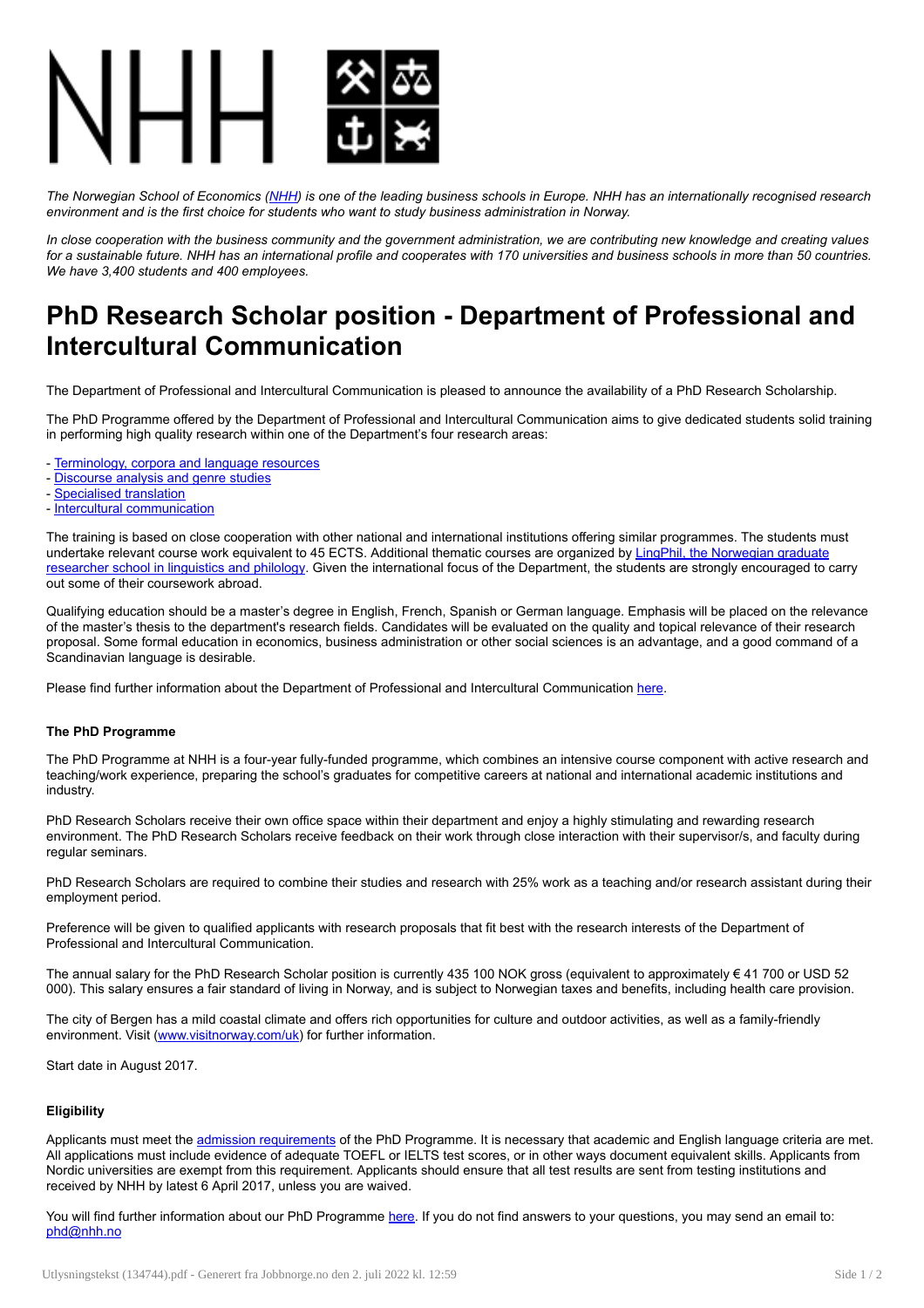*The Norwegian School of Economics (NHH) is one of the leading business schools in Europe. NHH has an internationally recognised research environment and is the first choice for students who want to study business administration in Norway.*

*In close cooperation with the business community and the government administration, we are contributing new knowledge and creating values for a sustainable future. NHH has an international profile and cooperates with 170 universities and business schools in more than 50 countries. We have 3,400 students and 400 employees.*

# PhD Research Scholar position - Department of Professional and Intercultural Communication

The Department of Professional and Intercultural Communication is pleased to announce the availability of a PhD Research Scholarship.

The PhD Programme offered by the Department of Professional and Intercultural Communication aims to give dedicated students solid training in performing high quality research within one of the Department's four research areas:

- Terminology, corpora and language resources
- Discourse analysis and genre studies
- Specialised translation
- Intercultural communication

The training is based on close cooperation with other national and international institutions offering similar programmes. The students must undertake relevant course work equivalent to 45 ECTS. Additional thematic courses are organized by LingPhil, the Norwegian graduate researcher school in linguistics and philology. Given the international focus of the Department, the students are strongly encouraged to carry out some of their coursework abroad.

Qualifying education should be a master's degree in English, French, Spanish or German language. Emphasis will be placed on the relevance of the master's thesis to the department's research fields. Candidates will be evaluated on the quality and topical relevance of their research proposal. Some formal education in economics, business administration or other social sciences is an advantage, and a good command of a Scandinavian language is desirable.

Please find further information about the Department of Professional and Intercultural Communication here.

**The PhD Programme**

The PhD Programme at NHH is a four-year fully-funded programme, which combines an intensive course component with active research and teaching/work experience, preparing the school's graduates for competitive careers at national and international academic institutions and industry.

PhD Research Scholars receive their own office space within their department and enjoy a highly stimulating and rewarding research environment. The PhD Research Scholars receive feedback on their work through close interaction with their supervisor/s, and faculty during regular seminars.

PhD Research Scholars are required to combine their studies and research with 25% work as a teaching and/or research assistant during their employment period.

Preference will be given to qualified applicants with research proposals that fit best with the research interests of the Department of Professional and Intercultural Communication.

The annual salary for the PhD Research Scholar position is currently 435 100 NOK gross (equivalent to approximately € 41 700 or USD 52 000). This salary ensures a fair standard of living in Norway, and is subject to Norwegian taxes and benefits, including health care provision.

The city of Bergen has a mild coastal climate and offers rich opportunities for culture and outdoor activities, as well as a family-friendly environment. Visit (www.visitnorway.com/uk) for further information.

Start date in August 2017.

**Eligibility**

Applicants must meet the admission requirements of the PhD Programme. It is necessary that academic and English language criteria are met. All applications must include evidence of adequate TOEFL or IELTS test scores, or in other ways document equivalent skills. Applicants from Nordic universities are exempt from this requirement. Applicants should ensure that all test results are sent from testing institutions and received by NHH by latest 6 April 2017, unless you are waived.

You will find further information about our PhD Programme here. If you do not find answers to your questions, you may send an email to: phd@nhh.no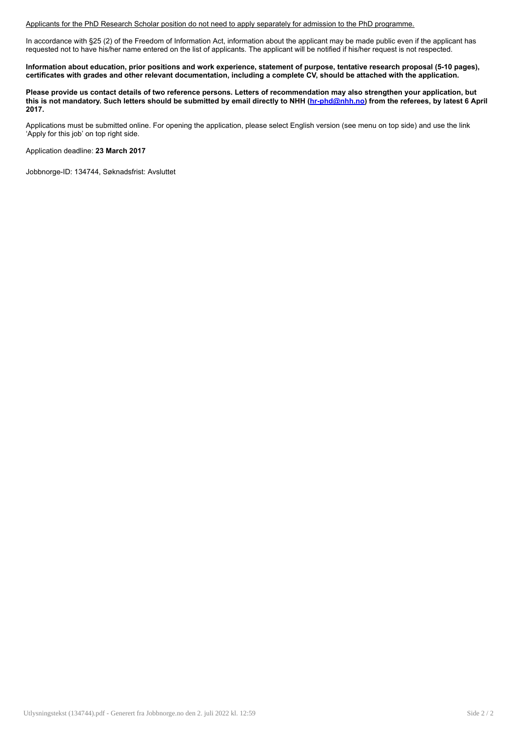Applicants for the PhD Research Scholar position do not need to apply separately for admission to the PhD programme.

In accordance with §25 (2) of the Freedom of Information Act, information about the applicant may be made public even if the applicant has requested not to have his/her name entered on the list of applicants. The applicant will be notified if his/her request is not respected.

**Information about education, prior positions and work experience, statement of purpose, tentative research proposal (5-10 pages), certificates with grades and other relevant documentation, including a complete CV, should be attached with the application.**

**Please provide us contact details of two reference persons. Letters of recommendation may also strengthen your application, but this is not mandatory. Such letters should be submitted by email directly to NHH (hr-phd@nhh.no) from the referees, by latest 6 April 2017.**

Applications must be submitted online. For opening the application, please select English version (see menu on top side) and use the link 'Apply for this job' on top right side.

Application deadline: **23 March 2017**

Jobbnorge-ID: 134744, Søknadsfrist: Avsluttet